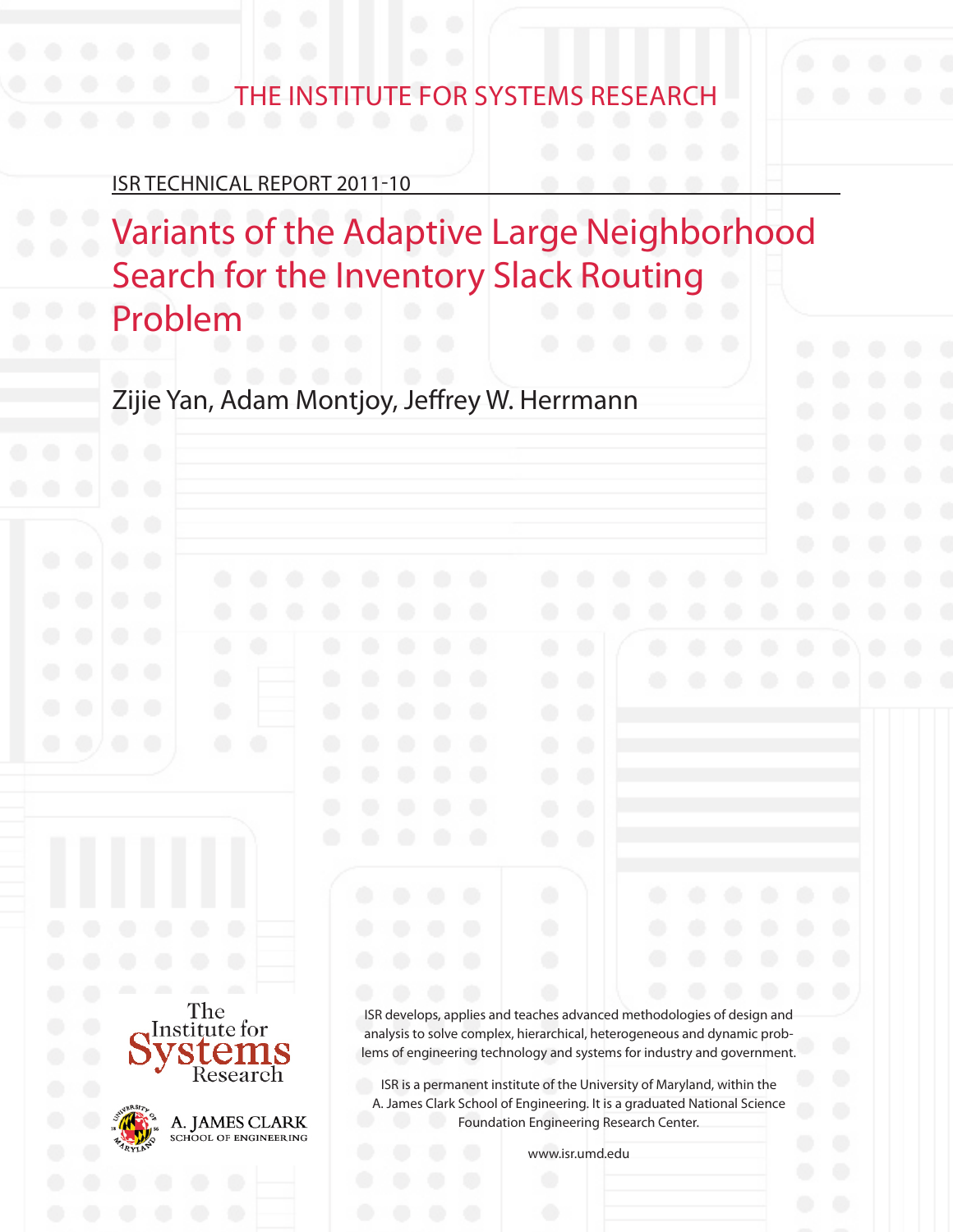THE INSTITUTE FOR SYSTEMS RESEARCH

ISR TECHNICAL REPORT 2011-10

# Variants of the Adaptive Large Neighborhood Search for the Inventory Slack Routing Problem

Zijie Yan, Adam Montjoy, Jeffrey W. Herrmann

The Institute for Systems Research

A. JAMES CLARK SCHOOL OF ENGINEERING

ISR develops, applies and teaches advanced methodologies of design and analysis to solve complex, hierarchical, heterogeneous and dynamic problems of engineering technology and systems for industry and government.

ISR is a permanent institute of the University of Maryland, within the A. James Clark School of Engineering. It is a graduated National Science Foundation Engineering Research Center.

www.isr.umd.edu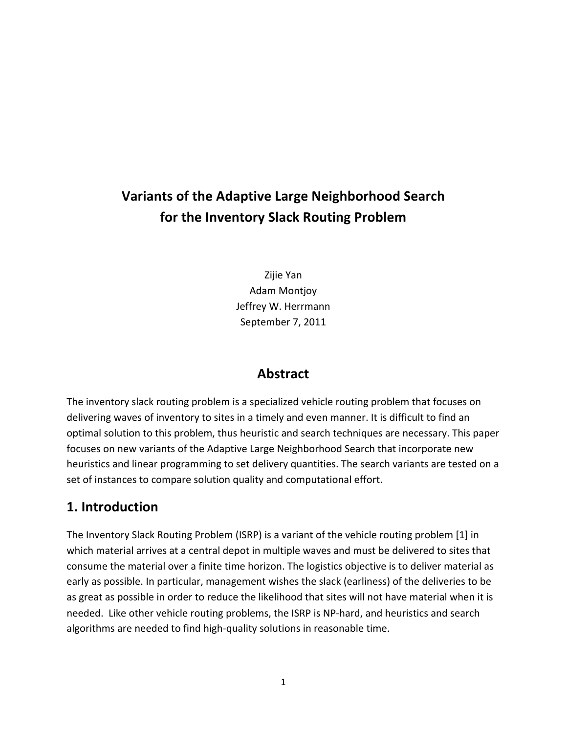# Variants of the Adaptive Large Neighborhood Search for the Inventory Slack Routing Problem

Zijie Yan
Adam Montjoy
Jeffrey W. Herrmann
September 7, 2011

## Abstract

The inventory slack routing problem is a specialized vehicle routing problem that focuses on delivering waves of inventory to sites in a timely and even manner. It is difficult to find an optimal solution to this problem, thus heuristic and search techniques are necessary. This paper focuses on new variants of the Adaptive Large Neighborhood Search that incorporate new heuristics and linear programming to set delivery quantities. The search variants are tested on a set of instances to compare solution quality and computational effort.

## 1. Introduction

The Inventory Slack Routing Problem (ISRP) is a variant of the vehicle routing problem [1] in which material arrives at a central depot in multiple waves and must be delivered to sites that consume the material over a finite time horizon. The logistics objective is to deliver material as early as possible. In particular, management wishes the slack (earliness) of the deliveries to be as great as possible in order to reduce the likelihood that sites will not have material when it is needed. Like other vehicle routing problems, the ISRP is NP-hard, and heuristics and search algorithms are needed to find high-quality solutions in reasonable time.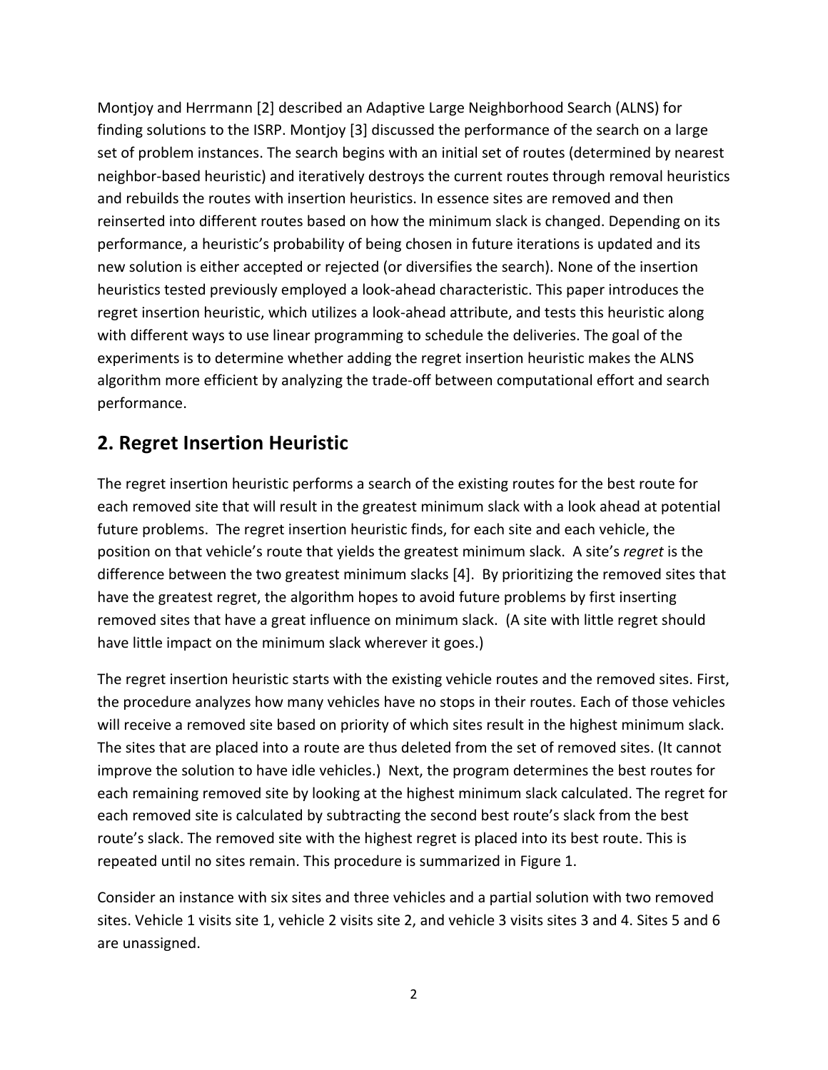Montjoy and Herrmann [2] described an Adaptive Large Neighborhood Search (ALNS) for finding solutions to the ISRP. Montjoy [3] discussed the performance of the search on a large set of problem instances. The search begins with an initial set of routes (determined by nearest neighbor-based heuristic) and iteratively destroys the current routes through removal heuristics and rebuilds the routes with insertion heuristics. In essence sites are removed and then reinserted into different routes based on how the minimum slack is changed. Depending on its performance, a heuristic's probability of being chosen in future iterations is updated and its new solution is either accepted or rejected (or diversifies the search). None of the insertion heuristics tested previously employed a look-ahead characteristic. This paper introduces the regret insertion heuristic, which utilizes a look-ahead attribute, and tests this heuristic along with different ways to use linear programming to schedule the deliveries. The goal of the experiments is to determine whether adding the regret insertion heuristic makes the ALNS algorithm more efficient by analyzing the trade-off between computational effort and search performance.

## 2. Regret Insertion Heuristic

The regret insertion heuristic performs a search of the existing routes for the best route for each removed site that will result in the greatest minimum slack with a look ahead at potential future problems. The regret insertion heuristic finds, for each site and each vehicle, the position on that vehicle's route that yields the greatest minimum slack. A site's *regret* is the difference between the two greatest minimum slacks [4]. By prioritizing the removed sites that have the greatest regret, the algorithm hopes to avoid future problems by first inserting removed sites that have a great influence on minimum slack. (A site with little regret should have little impact on the minimum slack wherever it goes.)

The regret insertion heuristic starts with the existing vehicle routes and the removed sites. First, the procedure analyzes how many vehicles have no stops in their routes. Each of those vehicles will receive a removed site based on priority of which sites result in the highest minimum slack. The sites that are placed into a route are thus deleted from the set of removed sites. (It cannot improve the solution to have idle vehicles.) Next, the program determines the best routes for each remaining removed site by looking at the highest minimum slack calculated. The regret for each removed site is calculated by subtracting the second best route's slack from the best route's slack. The removed site with the highest regret is placed into its best route. This is repeated until no sites remain. This procedure is summarized in Figure 1.

Consider an instance with six sites and three vehicles and a partial solution with two removed sites. Vehicle 1 visits site 1, vehicle 2 visits site 2, and vehicle 3 visits sites 3 and 4. Sites 5 and 6 are unassigned.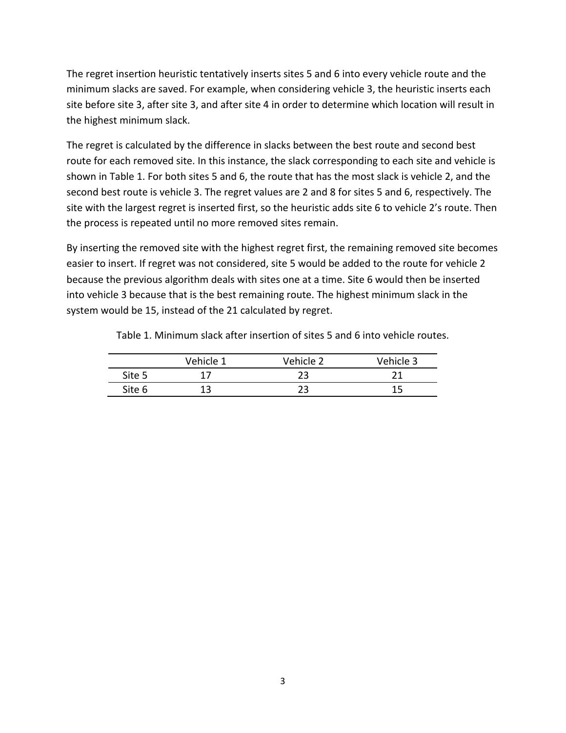The regret insertion heuristic tentatively inserts sites 5 and 6 into every vehicle route and the minimum slacks are saved. For example, when considering vehicle 3, the heuristic inserts each site before site 3, after site 3, and after site 4 in order to determine which location will result in the highest minimum slack.

The regret is calculated by the difference in slacks between the best route and second best route for each removed site. In this instance, the slack corresponding to each site and vehicle is shown in Table 1. For both sites 5 and 6, the route that has the most slack is vehicle 2, and the second best route is vehicle 3. The regret values are 2 and 8 for sites 5 and 6, respectively. The site with the largest regret is inserted first, so the heuristic adds site 6 to vehicle 2's route. Then the process is repeated until no more removed sites remain.

By inserting the removed site with the highest regret first, the remaining removed site becomes easier to insert. If regret was not considered, site 5 would be added to the route for vehicle 2 because the previous algorithm deals with sites one at a time. Site 6 would then be inserted into vehicle 3 because that is the best remaining route. The highest minimum slack in the system would be 15, instead of the 21 calculated by regret.

Table 1. Minimum slack after insertion of sites 5 and 6 into vehicle routes.

| | Vehicle 1 | Vehicle 2 | Vehicle 3 |
|---|---|---|---|
| Site 5 | 17 | 23 | 21 |
| Site 6 | 13 | 23 | 15 |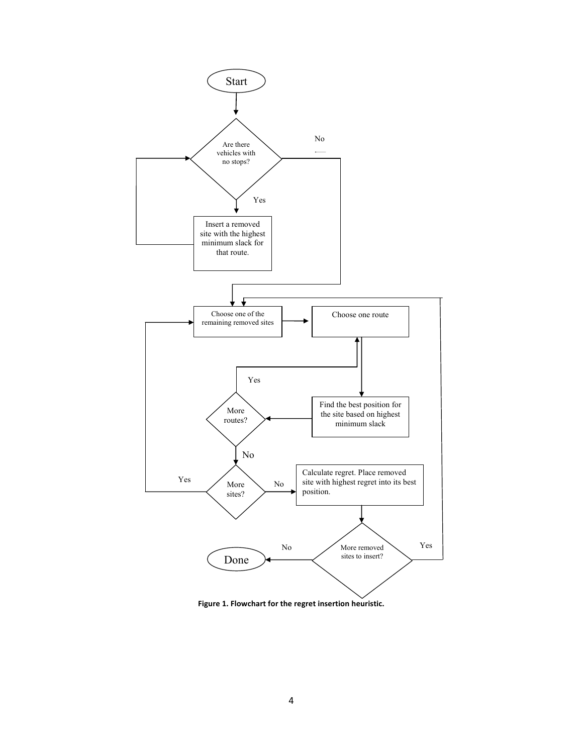**Figure 1. Flowchart for the regret insertion heuristic.**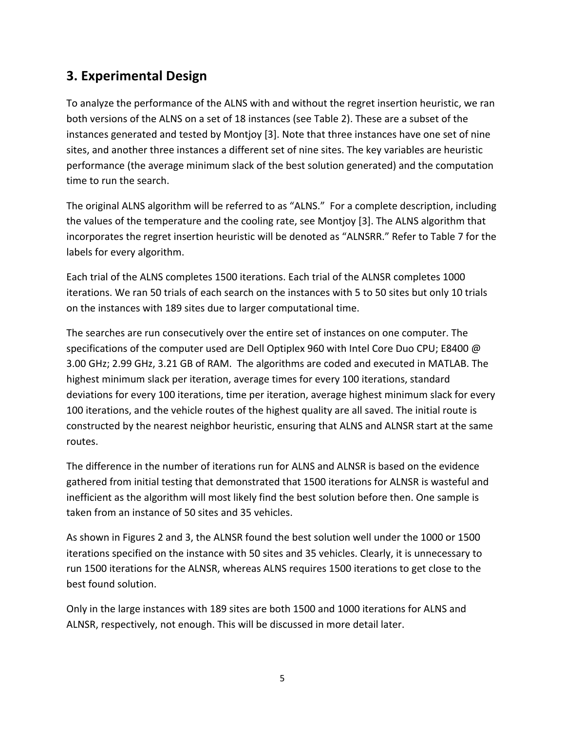## 3. Experimental Design

To analyze the performance of the ALNS with and without the regret insertion heuristic, we ran both versions of the ALNS on a set of 18 instances (see Table 2). These are a subset of the instances generated and tested by Montjoy [3]. Note that three instances have one set of nine sites, and another three instances a different set of nine sites. The key variables are heuristic performance (the average minimum slack of the best solution generated) and the computation time to run the search.

The original ALNS algorithm will be referred to as "ALNS." For a complete description, including the values of the temperature and the cooling rate, see Montjoy [3]. The ALNS algorithm that incorporates the regret insertion heuristic will be denoted as "ALNSRR." Refer to Table 7 for the labels for every algorithm.

Each trial of the ALNS completes 1500 iterations. Each trial of the ALNSR completes 1000 iterations. We ran 50 trials of each search on the instances with 5 to 50 sites but only 10 trials on the instances with 189 sites due to larger computational time.

The searches are run consecutively over the entire set of instances on one computer. The specifications of the computer used are Dell Optiplex 960 with Intel Core Duo CPU; E8400 @ 3.00 GHz; 2.99 GHz, 3.21 GB of RAM. The algorithms are coded and executed in MATLAB. The highest minimum slack per iteration, average times for every 100 iterations, standard deviations for every 100 iterations, time per iteration, average highest minimum slack for every 100 iterations, and the vehicle routes of the highest quality are all saved. The initial route is constructed by the nearest neighbor heuristic, ensuring that ALNS and ALNSR start at the same routes.

The difference in the number of iterations run for ALNS and ALNSR is based on the evidence gathered from initial testing that demonstrated that 1500 iterations for ALNSR is wasteful and inefficient as the algorithm will most likely find the best solution before then. One sample is taken from an instance of 50 sites and 35 vehicles.

As shown in Figures 2 and 3, the ALNSR found the best solution well under the 1000 or 1500 iterations specified on the instance with 50 sites and 35 vehicles. Clearly, it is unnecessary to run 1500 iterations for the ALNSR, whereas ALNS requires 1500 iterations to get close to the best found solution.

Only in the large instances with 189 sites are both 1500 and 1000 iterations for ALNS and ALNSR, respectively, not enough. This will be discussed in more detail later.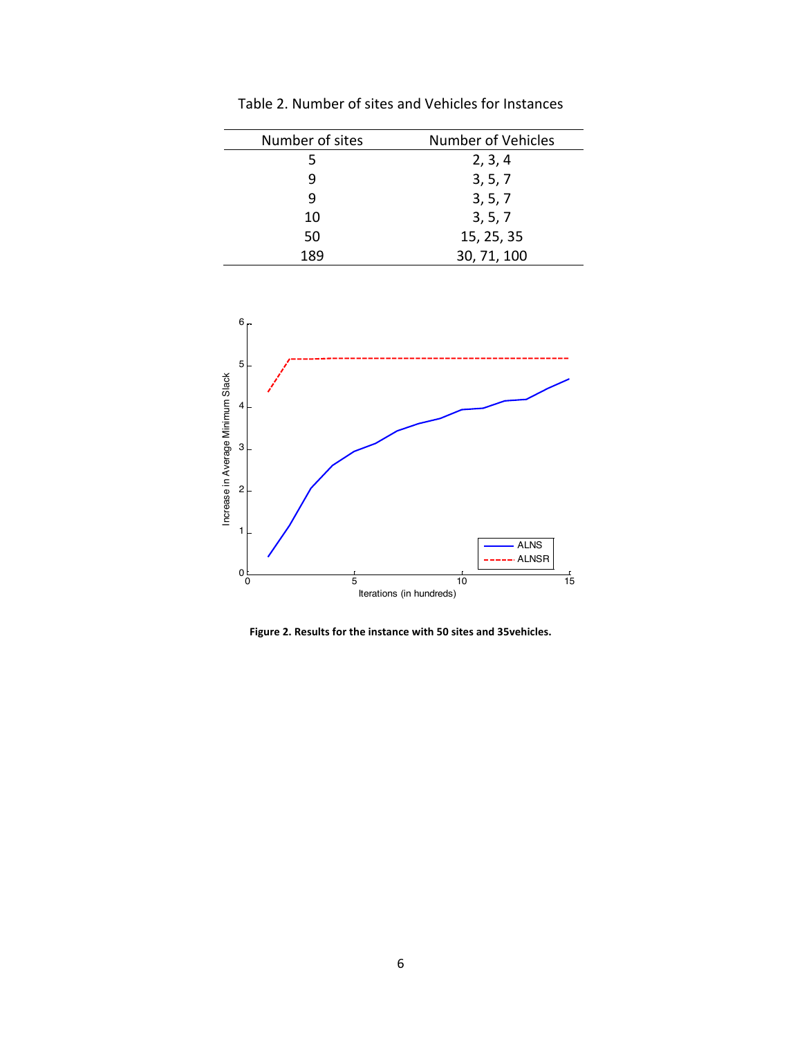Table 2. Number of sites and Vehicles for Instances

| Number of sites | Number of Vehicles |
|---|---|
| 5 | 2, 3, 4 |
| 9 | 3, 5, 7 |
| 9 | 3, 5, 7 |
| 10 | 3, 5, 7 |
| 50 | 15, 25, 35 |
| 189 | 30, 71, 100 |

**Figure 2. Results for the instance with 50 sites and 35vehicles.**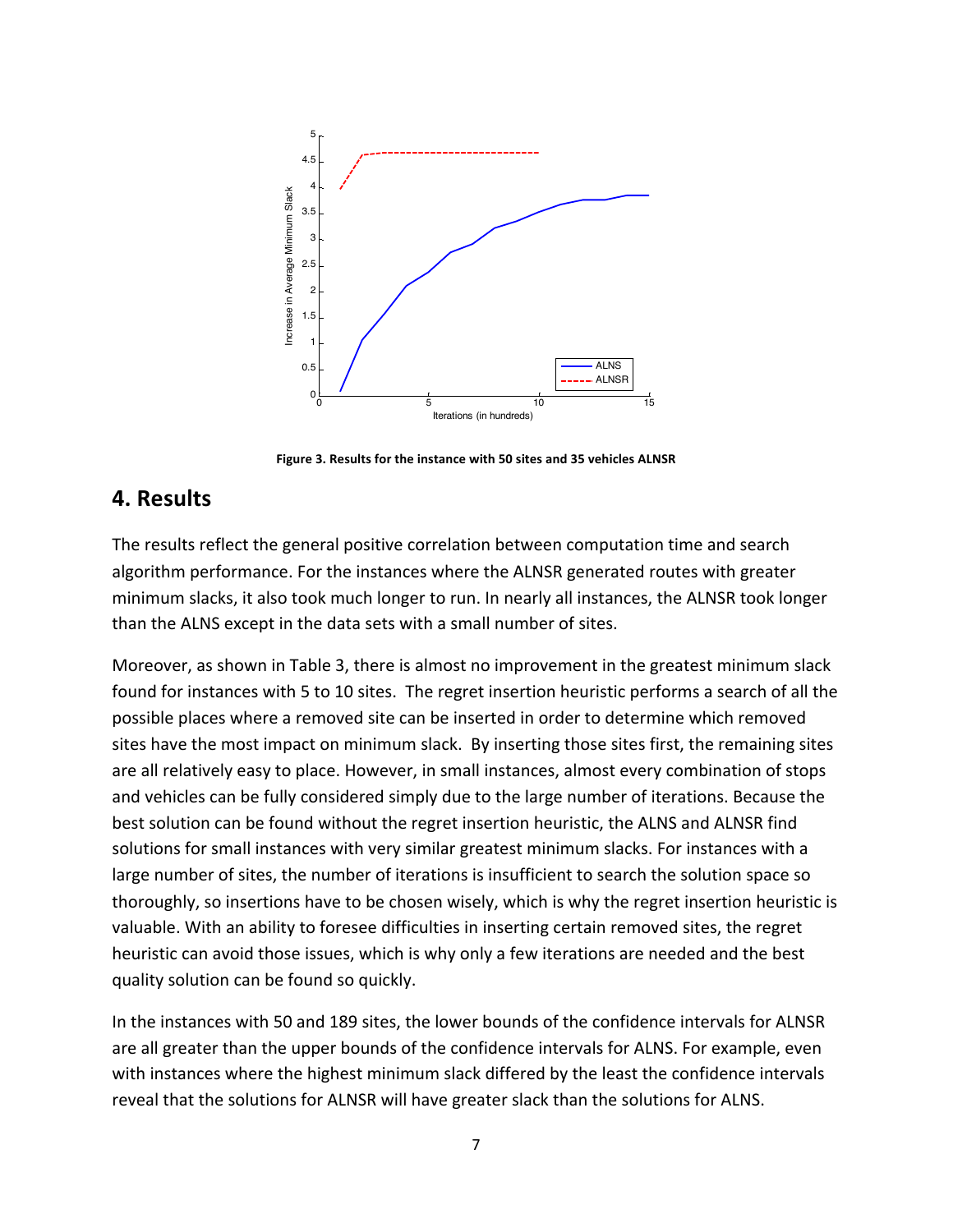Figure 3. Results for the instance with 50 sites and 35 vehicles ALNSR

## 4. Results

The results reflect the general positive correlation between computation time and search algorithm performance. For the instances where the ALNSR generated routes with greater minimum slacks, it also took much longer to run. In nearly all instances, the ALNSR took longer than the ALNS except in the data sets with a small number of sites.

Moreover, as shown in Table 3, there is almost no improvement in the greatest minimum slack found for instances with 5 to 10 sites. The regret insertion heuristic performs a search of all the possible places where a removed site can be inserted in order to determine which removed sites have the most impact on minimum slack. By inserting those sites first, the remaining sites are all relatively easy to place. However, in small instances, almost every combination of stops and vehicles can be fully considered simply due to the large number of iterations. Because the best solution can be found without the regret insertion heuristic, the ALNS and ALNSR find solutions for small instances with very similar greatest minimum slacks. For instances with a large number of sites, the number of iterations is insufficient to search the solution space so thoroughly, so insertions have to be chosen wisely, which is why the regret insertion heuristic is valuable. With an ability to foresee difficulties in inserting certain removed sites, the regret heuristic can avoid those issues, which is why only a few iterations are needed and the best quality solution can be found so quickly.

In the instances with 50 and 189 sites, the lower bounds of the confidence intervals for ALNSR are all greater than the upper bounds of the confidence intervals for ALNS. For example, even with instances where the highest minimum slack differed by the least the confidence intervals reveal that the solutions for ALNSR will have greater slack than the solutions for ALNS.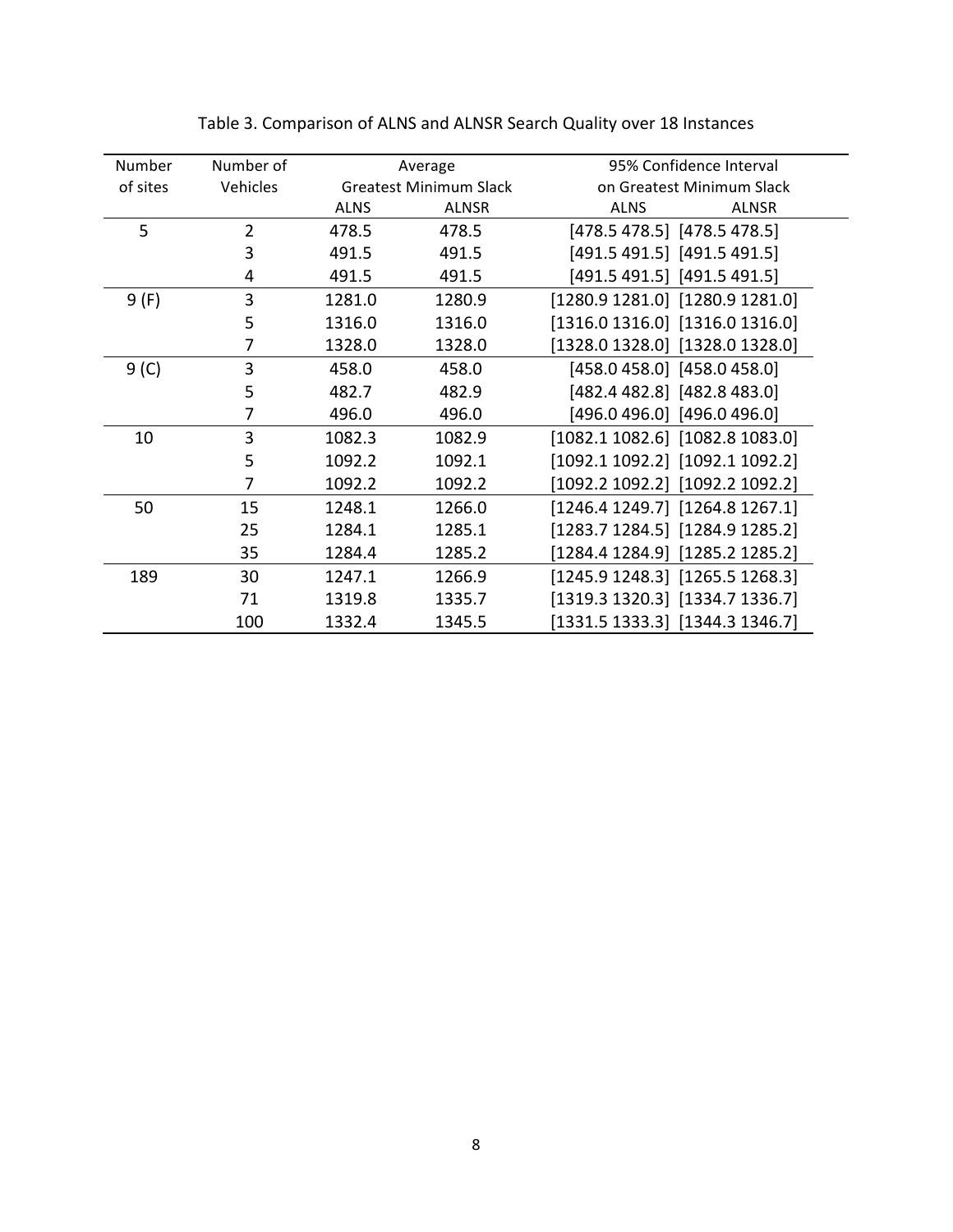Table 3. Comparison of ALNS and ALNSR Search Quality over 18 Instances

| Number of sites | Number of Vehicles | Average Greatest Minimum Slack | | 95% Confidence Interval on Greatest Minimum Slack | |
|---|---|---|---|---|---|
| | | ALNS | ALNSR | ALNS | ALNSR |
| 5 | 2 | 478.5 | 478.5 | [478.5 478.5] | [478.5 478.5] |
| | 3 | 491.5 | 491.5 | [491.5 491.5] | [491.5 491.5] |
| | 4 | 491.5 | 491.5 | [491.5 491.5] | [491.5 491.5] |
| 9 (F) | 3 | 1281.0 | 1280.9 | [1280.9 1281.0] | [1280.9 1281.0] |
| | 5 | 1316.0 | 1316.0 | [1316.0 1316.0] | [1316.0 1316.0] |
| | 7 | 1328.0 | 1328.0 | [1328.0 1328.0] | [1328.0 1328.0] |
| 9 (C) | 3 | 458.0 | 458.0 | [458.0 458.0] | [458.0 458.0] |
| | 5 | 482.7 | 482.9 | [482.4 482.8] | [482.8 483.0] |
| | 7 | 496.0 | 496.0 | [496.0 496.0] | [496.0 496.0] |
| 10 | 3 | 1082.3 | 1082.9 | [1082.1 1082.6] | [1082.8 1083.0] |
| | 5 | 1092.2 | 1092.1 | [1092.1 1092.2] | [1092.1 1092.2] |
| | 7 | 1092.2 | 1092.2 | [1092.2 1092.2] | [1092.2 1092.2] |
| 50 | 15 | 1248.1 | 1266.0 | [1246.4 1249.7] | [1264.8 1267.1] |
| | 25 | 1284.1 | 1285.1 | [1283.7 1284.5] | [1284.9 1285.2] |
| | 35 | 1284.4 | 1285.2 | [1284.4 1284.9] | [1285.2 1285.2] |
| 189 | 30 | 1247.1 | 1266.9 | [1245.9 1248.3] | [1265.5 1268.3] |
| | 71 | 1319.8 | 1335.7 | [1319.3 1320.3] | [1334.7 1336.7] |
| | 100 | 1332.4 | 1345.5 | [1331.5 1333.3] | [1344.3 1346.7] |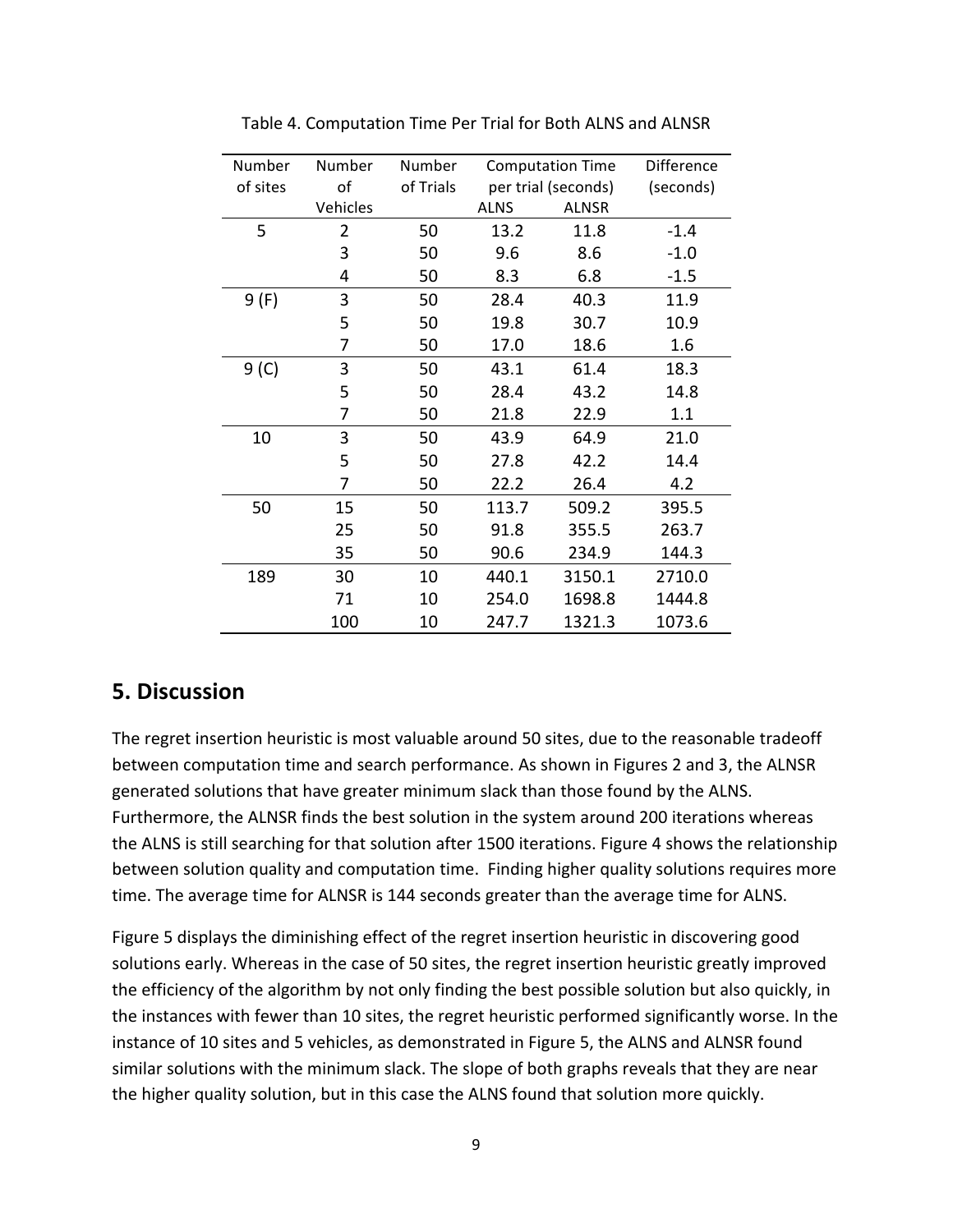Table 4. Computation Time Per Trial for Both ALNS and ALNSR

| Number of sites | Number of Vehicles | Number of Trials | Computation Time per trial (seconds) | | Difference (seconds) |
|---|---|---|---|---|---|
| | | | ALNS | ALNSR | |
| 5 | 2 | 50 | 13.2 | 11.8 | -1.4 |
| | 3 | 50 | 9.6 | 8.6 | -1.0 |
| | 4 | 50 | 8.3 | 6.8 | -1.5 |
| 9 (F) | 3 | 50 | 28.4 | 40.3 | 11.9 |
| | 5 | 50 | 19.8 | 30.7 | 10.9 |
| | 7 | 50 | 17.0 | 18.6 | 1.6 |
| 9 (C) | 3 | 50 | 43.1 | 61.4 | 18.3 |
| | 5 | 50 | 28.4 | 43.2 | 14.8 |
| | 7 | 50 | 21.8 | 22.9 | 1.1 |
| 10 | 3 | 50 | 43.9 | 64.9 | 21.0 |
| | 5 | 50 | 27.8 | 42.2 | 14.4 |
| | 7 | 50 | 22.2 | 26.4 | 4.2 |
| 50 | 15 | 50 | 113.7 | 509.2 | 395.5 |
| | 25 | 50 | 91.8 | 355.5 | 263.7 |
| | 35 | 50 | 90.6 | 234.9 | 144.3 |
| 189 | 30 | 10 | 440.1 | 3150.1 | 2710.0 |
| | 71 | 10 | 254.0 | 1698.8 | 1444.8 |
| | 100 | 10 | 247.7 | 1321.3 | 1073.6 |

## 5. Discussion

The regret insertion heuristic is most valuable around 50 sites, due to the reasonable tradeoff between computation time and search performance. As shown in Figures 2 and 3, the ALNSR generated solutions that have greater minimum slack than those found by the ALNS. Furthermore, the ALNSR finds the best solution in the system around 200 iterations whereas the ALNS is still searching for that solution after 1500 iterations. Figure 4 shows the relationship between solution quality and computation time. Finding higher quality solutions requires more time. The average time for ALNSR is 144 seconds greater than the average time for ALNS.

Figure 5 displays the diminishing effect of the regret insertion heuristic in discovering good solutions early. Whereas in the case of 50 sites, the regret insertion heuristic greatly improved the efficiency of the algorithm by not only finding the best possible solution but also quickly, in the instances with fewer than 10 sites, the regret heuristic performed significantly worse. In the instance of 10 sites and 5 vehicles, as demonstrated in Figure 5, the ALNS and ALNSR found similar solutions with the minimum slack. The slope of both graphs reveals that they are near the higher quality solution, but in this case the ALNS found that solution more quickly.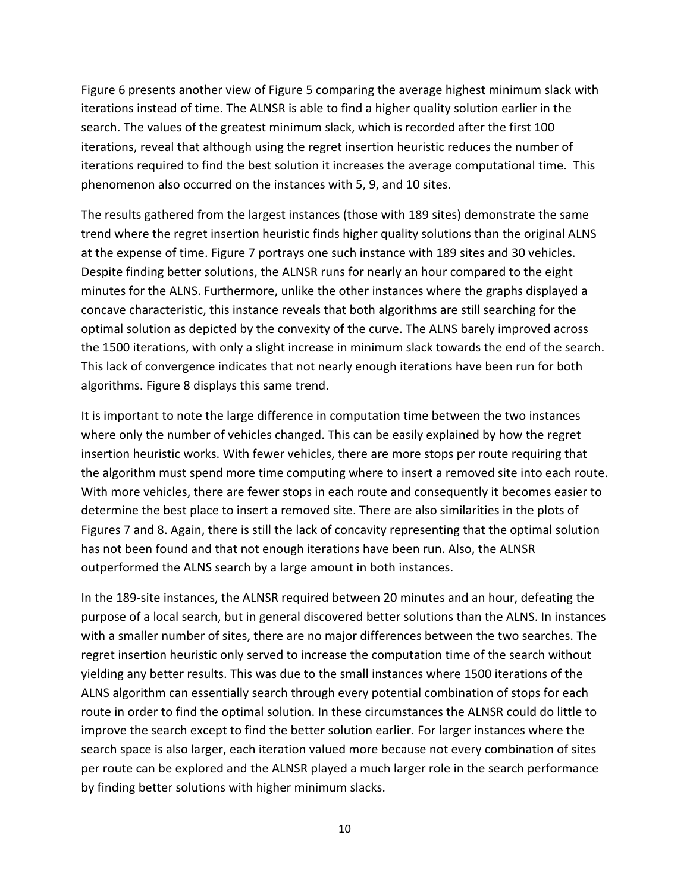Figure 6 presents another view of Figure 5 comparing the average highest minimum slack with iterations instead of time. The ALNSR is able to find a higher quality solution earlier in the search. The values of the greatest minimum slack, which is recorded after the first 100 iterations, reveal that although using the regret insertion heuristic reduces the number of iterations required to find the best solution it increases the average computational time. This phenomenon also occurred on the instances with 5, 9, and 10 sites.

The results gathered from the largest instances (those with 189 sites) demonstrate the same trend where the regret insertion heuristic finds higher quality solutions than the original ALNS at the expense of time. Figure 7 portrays one such instance with 189 sites and 30 vehicles. Despite finding better solutions, the ALNSR runs for nearly an hour compared to the eight minutes for the ALNS. Furthermore, unlike the other instances where the graphs displayed a concave characteristic, this instance reveals that both algorithms are still searching for the optimal solution as depicted by the convexity of the curve. The ALNS barely improved across the 1500 iterations, with only a slight increase in minimum slack towards the end of the search. This lack of convergence indicates that not nearly enough iterations have been run for both algorithms. Figure 8 displays this same trend.

It is important to note the large difference in computation time between the two instances where only the number of vehicles changed. This can be easily explained by how the regret insertion heuristic works. With fewer vehicles, there are more stops per route requiring that the algorithm must spend more time computing where to insert a removed site into each route. With more vehicles, there are fewer stops in each route and consequently it becomes easier to determine the best place to insert a removed site. There are also similarities in the plots of Figures 7 and 8. Again, there is still the lack of concavity representing that the optimal solution has not been found and that not enough iterations have been run. Also, the ALNSR outperformed the ALNS search by a large amount in both instances.

In the 189-site instances, the ALNSR required between 20 minutes and an hour, defeating the purpose of a local search, but in general discovered better solutions than the ALNS. In instances with a smaller number of sites, there are no major differences between the two searches. The regret insertion heuristic only served to increase the computation time of the search without yielding any better results. This was due to the small instances where 1500 iterations of the ALNS algorithm can essentially search through every potential combination of stops for each route in order to find the optimal solution. In these circumstances the ALNSR could do little to improve the search except to find the better solution earlier. For larger instances where the search space is also larger, each iteration valued more because not every combination of sites per route can be explored and the ALNSR played a much larger role in the search performance by finding better solutions with higher minimum slacks.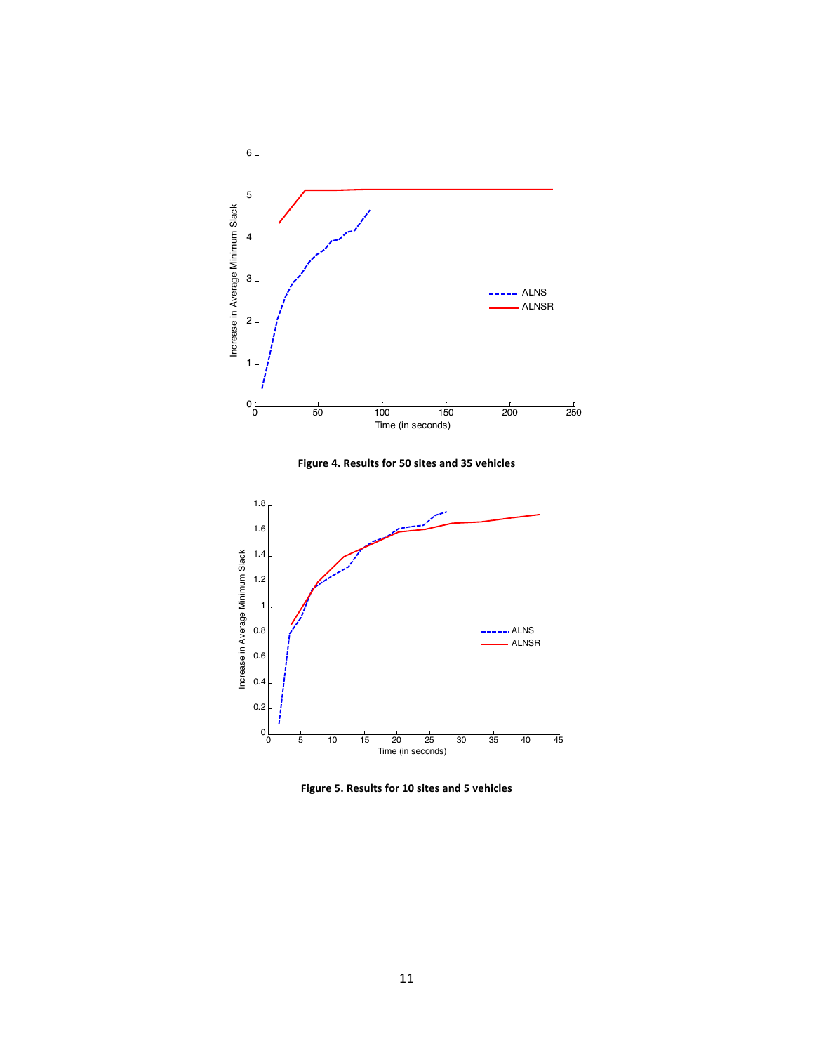**Figure 4. Results for 50 sites and 35 vehicles**

**Figure 5. Results for 10 sites and 5 vehicles**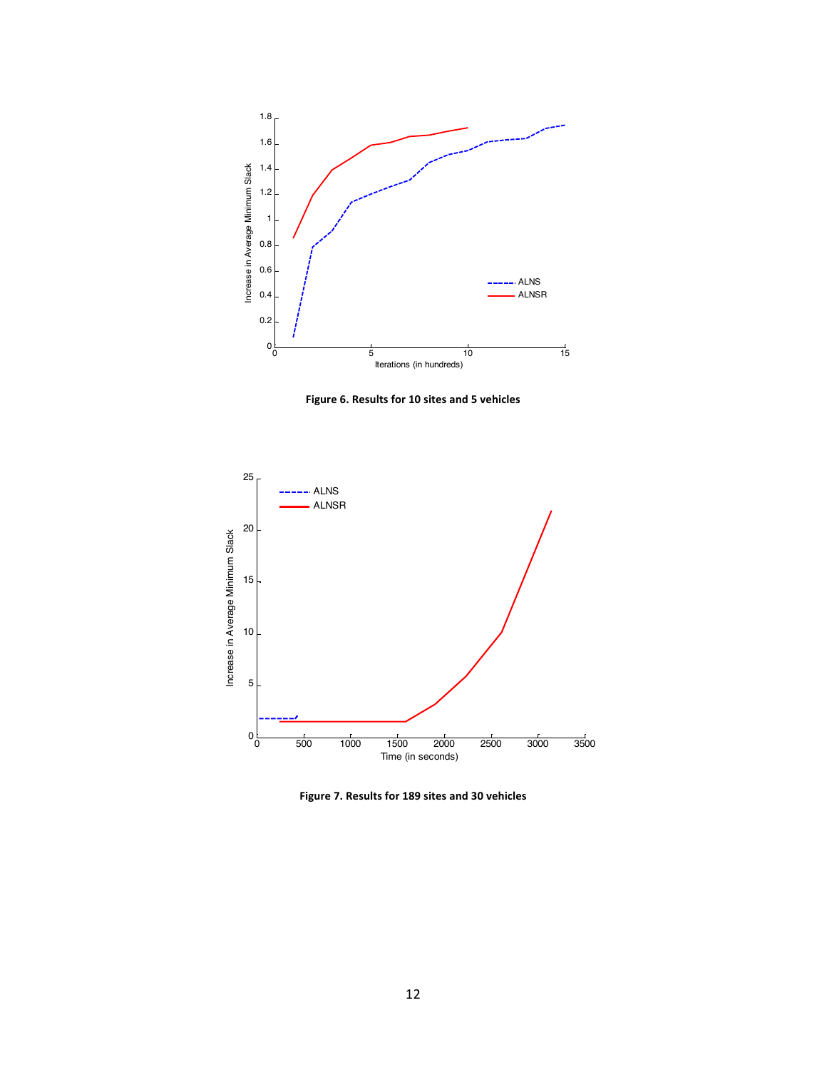Figure 6. Results for 10 sites and 5 vehicles

Figure 7. Results for 189 sites and 30 vehicles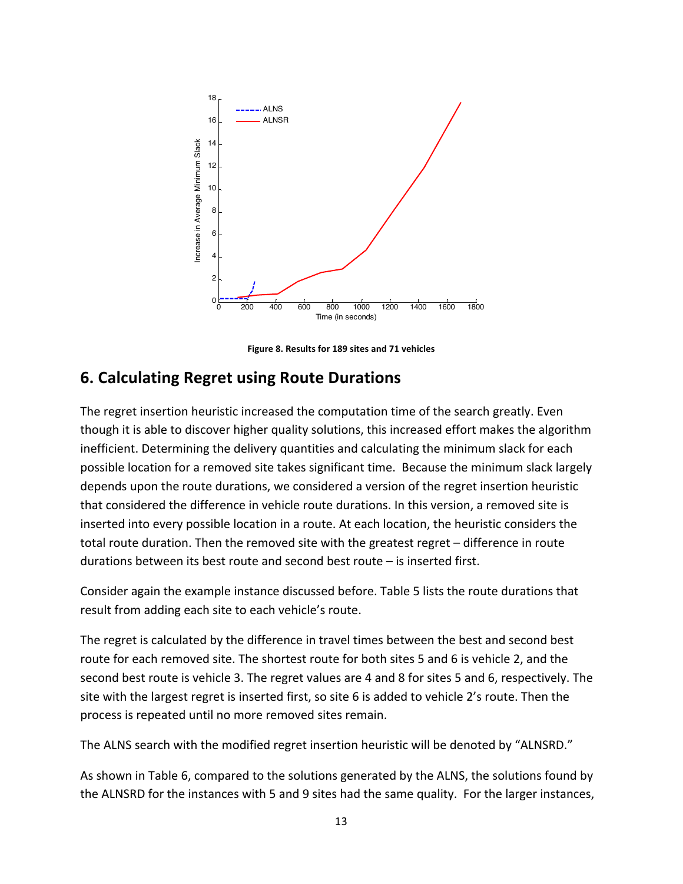Figure 8. Results for 189 sites and 71 vehicles

## 6. Calculating Regret using Route Durations

The regret insertion heuristic increased the computation time of the search greatly. Even though it is able to discover higher quality solutions, this increased effort makes the algorithm inefficient. Determining the delivery quantities and calculating the minimum slack for each possible location for a removed site takes significant time. Because the minimum slack largely depends upon the route durations, we considered a version of the regret insertion heuristic that considered the difference in vehicle route durations. In this version, a removed site is inserted into every possible location in a route. At each location, the heuristic considers the total route duration. Then the removed site with the greatest regret – difference in route durations between its best route and second best route – is inserted first.

Consider again the example instance discussed before. Table 5 lists the route durations that result from adding each site to each vehicle's route.

The regret is calculated by the difference in travel times between the best and second best route for each removed site. The shortest route for both sites 5 and 6 is vehicle 2, and the second best route is vehicle 3. The regret values are 4 and 8 for sites 5 and 6, respectively. The site with the largest regret is inserted first, so site 6 is added to vehicle 2's route. Then the process is repeated until no more removed sites remain.

The ALNS search with the modified regret insertion heuristic will be denoted by "ALNSRD."

As shown in Table 6, compared to the solutions generated by the ALNS, the solutions found by the ALNSRD for the instances with 5 and 9 sites had the same quality. For the larger instances,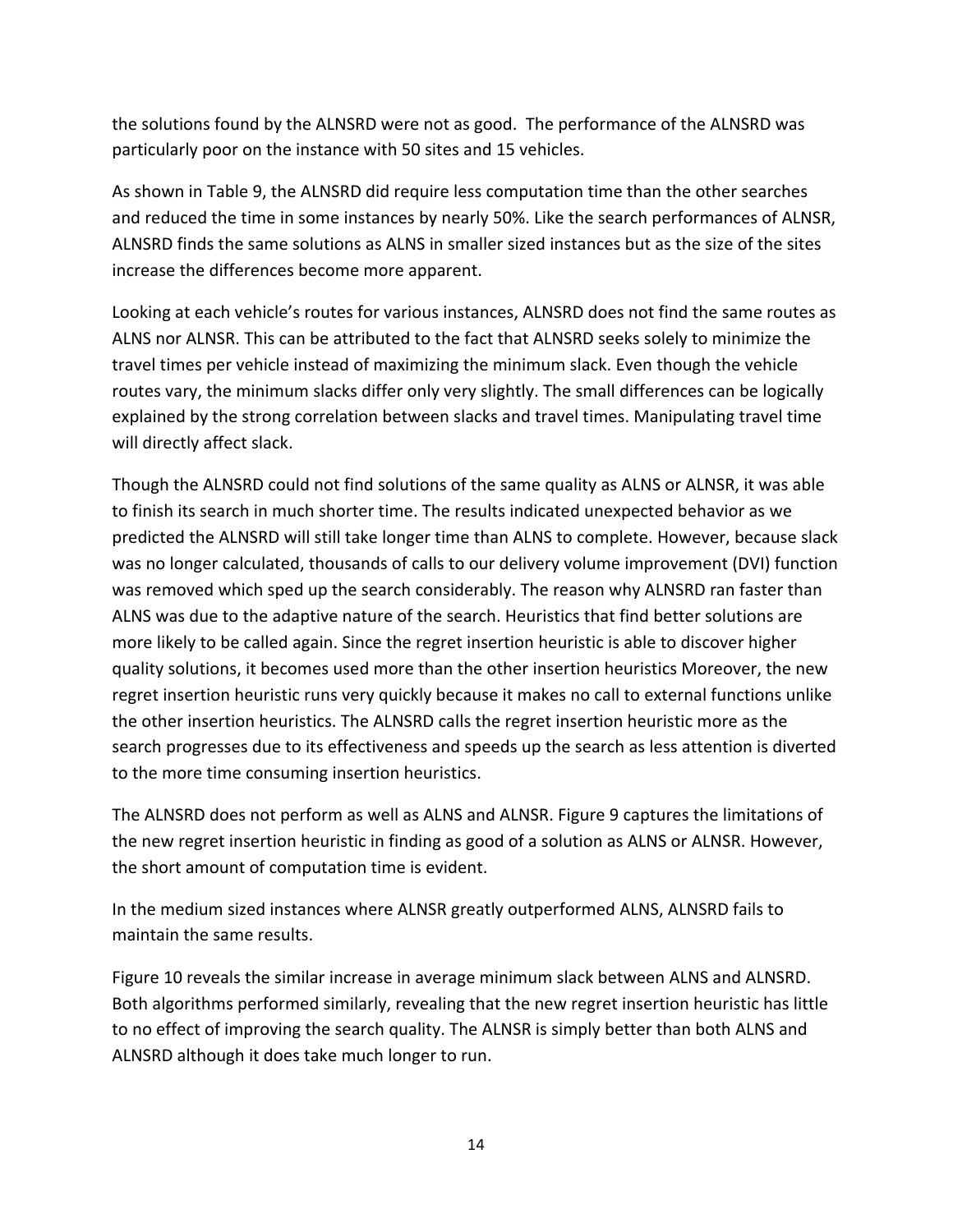the solutions found by the ALNSRD were not as good. The performance of the ALNSRD was particularly poor on the instance with 50 sites and 15 vehicles.

As shown in Table 9, the ALNSRD did require less computation time than the other searches and reduced the time in some instances by nearly 50%. Like the search performances of ALNSR, ALNSRD finds the same solutions as ALNS in smaller sized instances but as the size of the sites increase the differences become more apparent.

Looking at each vehicle's routes for various instances, ALNSRD does not find the same routes as ALNS nor ALNSR. This can be attributed to the fact that ALNSRD seeks solely to minimize the travel times per vehicle instead of maximizing the minimum slack. Even though the vehicle routes vary, the minimum slacks differ only very slightly. The small differences can be logically explained by the strong correlation between slacks and travel times. Manipulating travel time will directly affect slack.

Though the ALNSRD could not find solutions of the same quality as ALNS or ALNSR, it was able to finish its search in much shorter time. The results indicated unexpected behavior as we predicted the ALNSRD will still take longer time than ALNS to complete. However, because slack was no longer calculated, thousands of calls to our delivery volume improvement (DVI) function was removed which sped up the search considerably. The reason why ALNSRD ran faster than ALNS was due to the adaptive nature of the search. Heuristics that find better solutions are more likely to be called again. Since the regret insertion heuristic is able to discover higher quality solutions, it becomes used more than the other insertion heuristics Moreover, the new regret insertion heuristic runs very quickly because it makes no call to external functions unlike the other insertion heuristics. The ALNSRD calls the regret insertion heuristic more as the search progresses due to its effectiveness and speeds up the search as less attention is diverted to the more time consuming insertion heuristics.

The ALNSRD does not perform as well as ALNS and ALNSR. Figure 9 captures the limitations of the new regret insertion heuristic in finding as good of a solution as ALNS or ALNSR. However, the short amount of computation time is evident.

In the medium sized instances where ALNSR greatly outperformed ALNS, ALNSRD fails to maintain the same results.

Figure 10 reveals the similar increase in average minimum slack between ALNS and ALNSRD. Both algorithms performed similarly, revealing that the new regret insertion heuristic has little to no effect of improving the search quality. The ALNSR is simply better than both ALNS and ALNSRD although it does take much longer to run.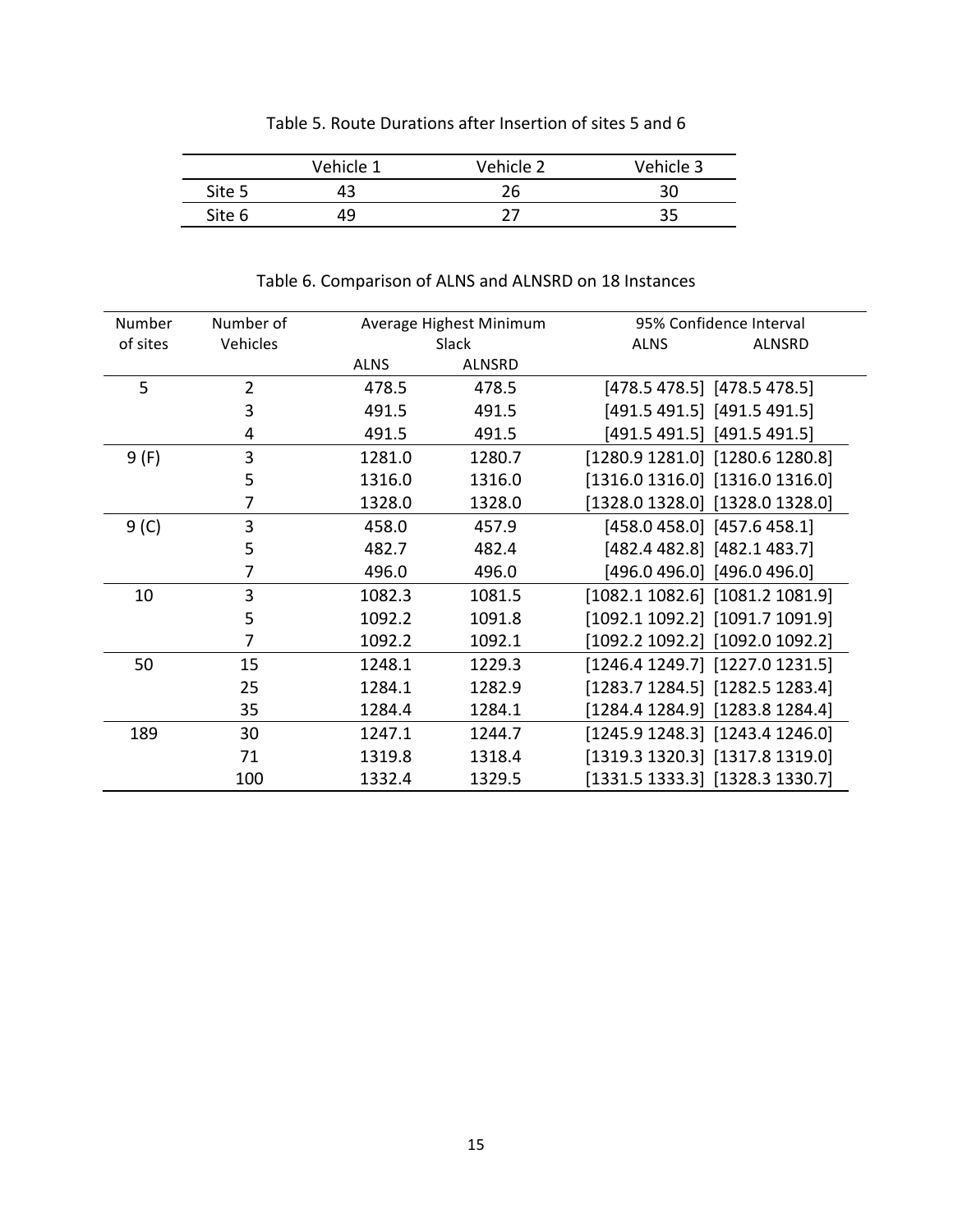Table 5. Route Durations after Insertion of sites 5 and 6

| | Vehicle 1 | Vehicle 2 | Vehicle 3 |
|---|---|---|---|
| Site 5 | 43 | 26 | 30 |
| Site 6 | 49 | 27 | 35 |

Table 6. Comparison of ALNS and ALNSRD on 18 Instances

| Number of sites | Number of Vehicles | Average Highest Minimum Slack | | 95% Confidence Interval | |
|---|---|---|---|---|---|
| | | ALNS | ALNSRD | ALNS | ALNSRD |
| 5 | 2 | 478.5 | 478.5 | [478.5 478.5] | [478.5 478.5] |
| | 3 | 491.5 | 491.5 | [491.5 491.5] | [491.5 491.5] |
| | 4 | 491.5 | 491.5 | [491.5 491.5] | [491.5 491.5] |
| 9 (F) | 3 | 1281.0 | 1280.7 | [1280.9 1281.0] | [1280.6 1280.8] |
| | 5 | 1316.0 | 1316.0 | [1316.0 1316.0] | [1316.0 1316.0] |
| | 7 | 1328.0 | 1328.0 | [1328.0 1328.0] | [1328.0 1328.0] |
| 9 (C) | 3 | 458.0 | 457.9 | [458.0 458.0] | [457.6 458.1] |
| | 5 | 482.7 | 482.4 | [482.4 482.8] | [482.1 483.7] |
| | 7 | 496.0 | 496.0 | [496.0 496.0] | [496.0 496.0] |
| 10 | 3 | 1082.3 | 1081.5 | [1082.1 1082.6] | [1081.2 1081.9] |
| | 5 | 1092.2 | 1091.8 | [1092.1 1092.2] | [1091.7 1091.9] |
| | 7 | 1092.2 | 1092.1 | [1092.2 1092.2] | [1092.0 1092.2] |
| 50 | 15 | 1248.1 | 1229.3 | [1246.4 1249.7] | [1227.0 1231.5] |
| | 25 | 1284.1 | 1282.9 | [1283.7 1284.5] | [1282.5 1283.4] |
| | 35 | 1284.4 | 1284.1 | [1284.4 1284.9] | [1283.8 1284.4] |
| 189 | 30 | 1247.1 | 1244.7 | [1245.9 1248.3] | [1243.4 1246.0] |
| | 71 | 1319.8 | 1318.4 | [1319.3 1320.3] | [1317.8 1319.0] |
| | 100 | 1332.4 | 1329.5 | [1331.5 1333.3] | [1328.3 1330.7] |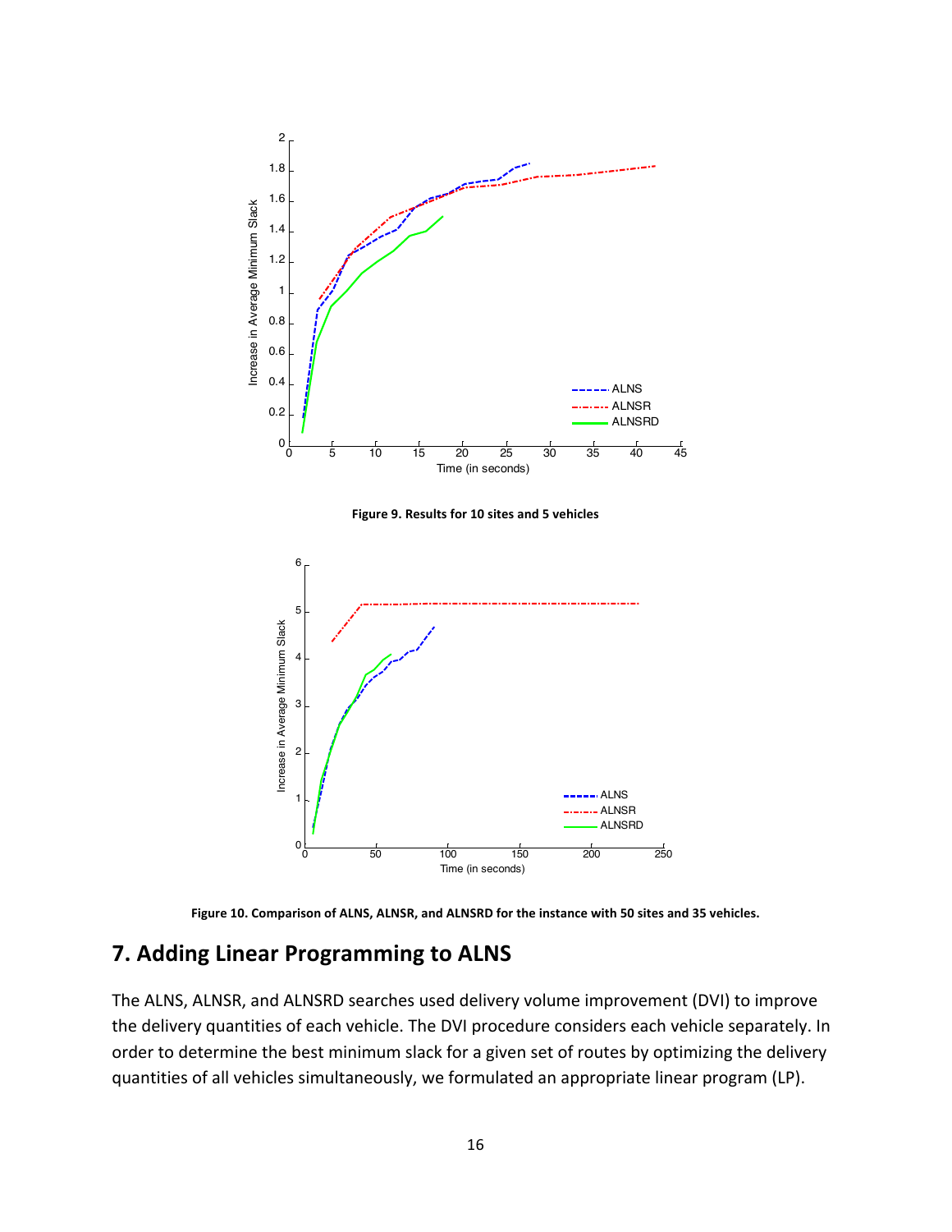Figure 9. Results for 10 sites and 5 vehicles

Figure 10. Comparison of ALNS, ALNSR, and ALNSRD for the instance with 50 sites and 35 vehicles.

## 7. Adding Linear Programming to ALNS

The ALNS, ALNSR, and ALNSRD searches used delivery volume improvement (DVI) to improve the delivery quantities of each vehicle. The DVI procedure considers each vehicle separately. In order to determine the best minimum slack for a given set of routes by optimizing the delivery quantities of all vehicles simultaneously, we formulated an appropriate linear program (LP).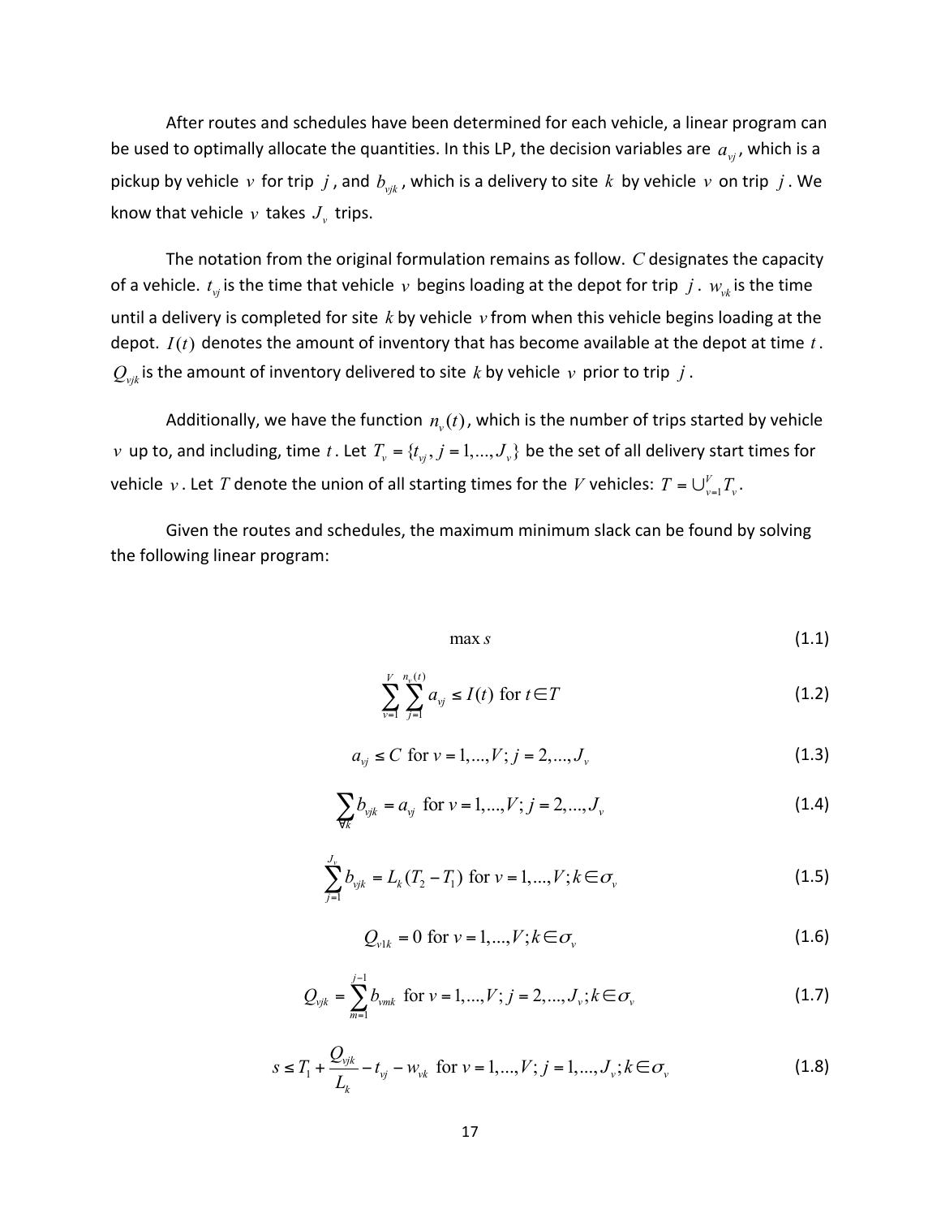After routes and schedules have been determined for each vehicle, a linear program can be used to optimally allocate the quantities. In this LP, the decision variables are $a_{vj}$, which is a pickup by vehicle $v$ for trip $j$, and $b_{vjk}$, which is a delivery to site $k$ by vehicle $v$ on trip $j$. We know that vehicle $v$ takes $J_v$ trips.

The notation from the original formulation remains as follow. $C$ designates the capacity of a vehicle. $t_{vj}$ is the time that vehicle $v$ begins loading at the depot for trip $j$. $w_{vk}$ is the time until a delivery is completed for site $k$ by vehicle $v$ from when this vehicle begins loading at the depot. $I(t)$ denotes the amount of inventory that has become available at the depot at time $t$. $Q_{vjk}$ is the amount of inventory delivered to site $k$ by vehicle $v$ prior to trip $j$.

Additionally, we have the function $n_v(t)$, which is the number of trips started by vehicle $v$ up to, and including, time $t$. Let $T_v = \{t_{vj}, j = 1,...,J_v\}$ be the set of all delivery start times for vehicle $v$. Let $T$ denote the union of all starting times for the $V$ vehicles: $T = \cup_{v=1}^{V} T_v$.

Given the routes and schedules, the maximum minimum slack can be found by solving the following linear program:

$$\max s \tag{1.1}$$

$$\sum_{v=1}^{V} \sum_{j=1}^{n_v(t)} a_{vj} \le I(t) \text{ for } t \in T \tag{1.2}$$

$$a_{vj} \le C \text{ for } v = 1,...,V; j = 2,...,J_v \tag{1.3}$$

$$\sum_{\forall k} b_{vjk} = a_{vj} \text{ for } v = 1,...,V; j = 2,...,J_v \tag{1.4}$$

$$\sum_{j=1}^{J_v} b_{vjk} = L_k(T_2 - T_1) \text{ for } v = 1,...,V; k \in \sigma_v \tag{1.5}$$

$$Q_{v1k} = 0 \text{ for } v = 1,...,V; k \in \sigma_v \tag{1.6}$$

$$Q_{vjk} = \sum_{m=1}^{j-1} b_{vmk} \text{ for } v = 1,...,V; j = 2,...,J_v; k \in \sigma_v \tag{1.7}$$

$$s \le T_1 + \frac{Q_{vjk}}{L_k} - t_{vj} - w_{vk} \text{ for } v = 1,...,V; j = 1,...,J_v; k \in \sigma_v \tag{1.8}$$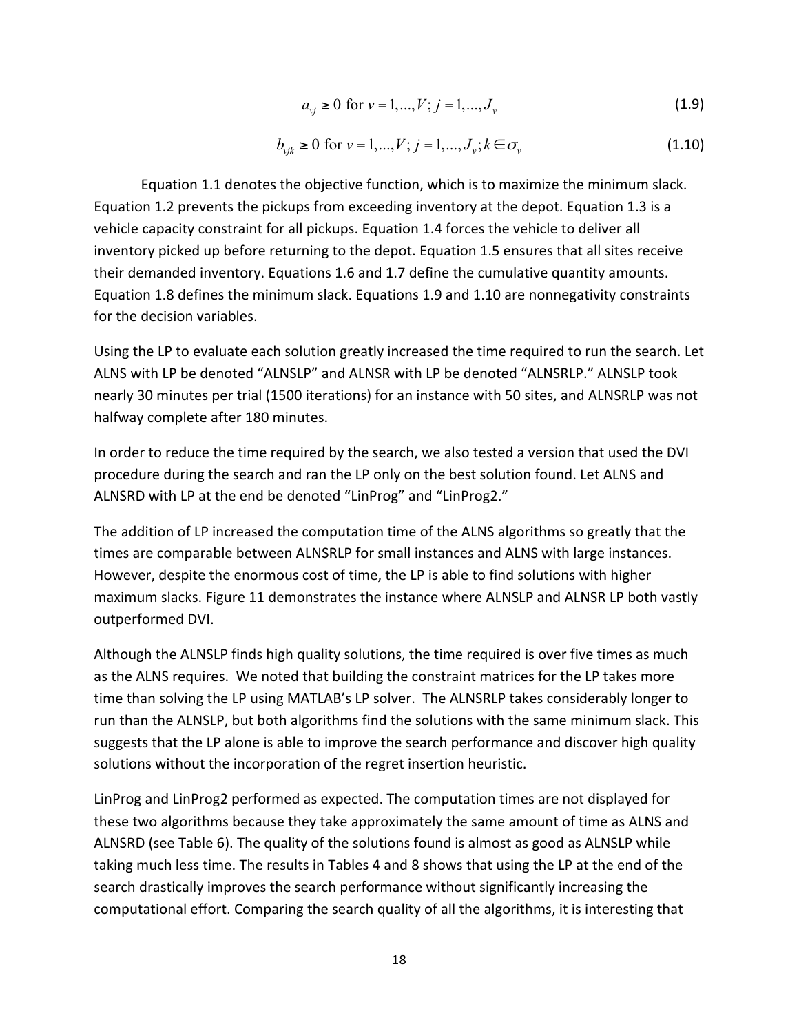$$a_{vj} \geq 0 \text{ for } v = 1,...,V; j = 1,...,J_v \tag{1.9}$$

$$b_{vjk} \geq 0 \text{ for } v = 1,...,V; j = 1,...,J_v; k \in \sigma_v \tag{1.10}$$

Equation 1.1 denotes the objective function, which is to maximize the minimum slack. Equation 1.2 prevents the pickups from exceeding inventory at the depot. Equation 1.3 is a vehicle capacity constraint for all pickups. Equation 1.4 forces the vehicle to deliver all inventory picked up before returning to the depot. Equation 1.5 ensures that all sites receive their demanded inventory. Equations 1.6 and 1.7 define the cumulative quantity amounts. Equation 1.8 defines the minimum slack. Equations 1.9 and 1.10 are nonnegativity constraints for the decision variables.

Using the LP to evaluate each solution greatly increased the time required to run the search. Let ALNS with LP be denoted "ALNSLP" and ALNSR with LP be denoted "ALNSRLP." ALNSLP took nearly 30 minutes per trial (1500 iterations) for an instance with 50 sites, and ALNSRLP was not halfway complete after 180 minutes.

In order to reduce the time required by the search, we also tested a version that used the DVI procedure during the search and ran the LP only on the best solution found. Let ALNS and ALNSRD with LP at the end be denoted "LinProg" and "LinProg2."

The addition of LP increased the computation time of the ALNS algorithms so greatly that the times are comparable between ALNSRLP for small instances and ALNS with large instances. However, despite the enormous cost of time, the LP is able to find solutions with higher maximum slacks. Figure 11 demonstrates the instance where ALNSLP and ALNSR LP both vastly outperformed DVI.

Although the ALNSLP finds high quality solutions, the time required is over five times as much as the ALNS requires. We noted that building the constraint matrices for the LP takes more time than solving the LP using MATLAB's LP solver. The ALNSRLP takes considerably longer to run than the ALNSLP, but both algorithms find the solutions with the same minimum slack. This suggests that the LP alone is able to improve the search performance and discover high quality solutions without the incorporation of the regret insertion heuristic.

LinProg and LinProg2 performed as expected. The computation times are not displayed for these two algorithms because they take approximately the same amount of time as ALNS and ALNSRD (see Table 6). The quality of the solutions found is almost as good as ALNSLP while taking much less time. The results in Tables 4 and 8 shows that using the LP at the end of the search drastically improves the search performance without significantly increasing the computational effort. Comparing the search quality of all the algorithms, it is interesting that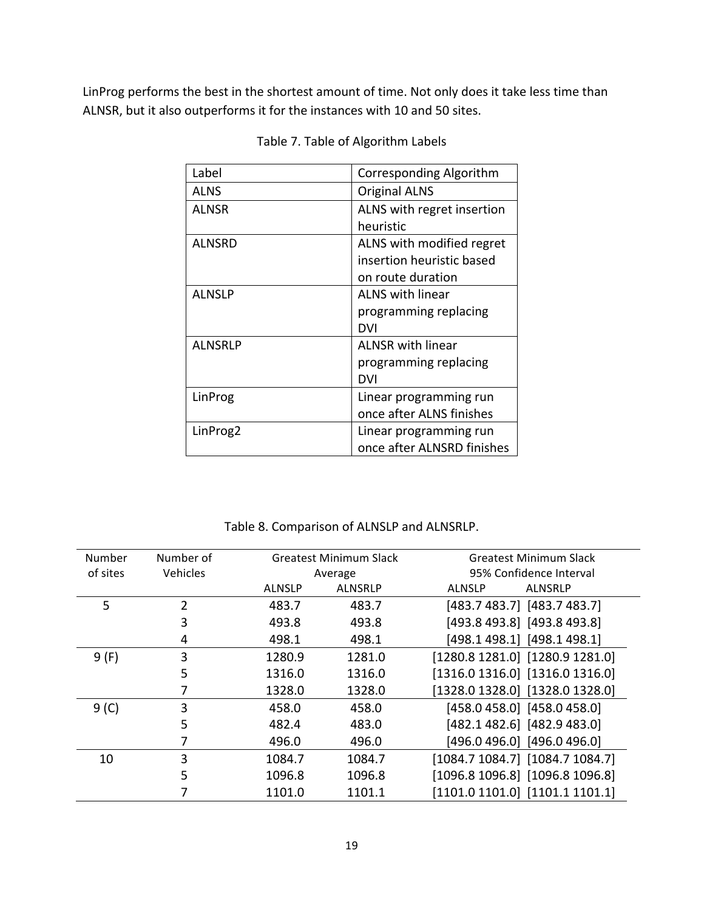LinProg performs the best in the shortest amount of time. Not only does it take less time than ALNSR, but it also outperforms it for the instances with 10 and 50 sites.

Table 7. Table of Algorithm Labels

| Label | Corresponding Algorithm |
|---|---|
| ALNS | Original ALNS |
| ALNSR | ALNS with regret insertion heuristic |
| ALNSRD | ALNS with modified regret insertion heuristic based on route duration |
| ALNSLP | ALNS with linear programming replacing DVI |
| ALNSRLP | ALNSR with linear programming replacing DVI |
| LinProg | Linear programming run once after ALNS finishes |
| LinProg2 | Linear programming run once after ALNSRD finishes |

Table 8. Comparison of ALNSLP and ALNSRLP.

| Number of sites | Number of Vehicles | Greatest Minimum Slack Average | | Greatest Minimum Slack 95% Confidence Interval | |
|---|---|---|---|---|---|
| | | ALNSLP | ALNSRLP | ALNSLP | ALNSRLP |
| 5 | 2 | 483.7 | 483.7 | [483.7 483.7] | [483.7 483.7] |
| | 3 | 493.8 | 493.8 | [493.8 493.8] | [493.8 493.8] |
| | 4 | 498.1 | 498.1 | [498.1 498.1] | [498.1 498.1] |
| 9 (F) | 3 | 1280.9 | 1281.0 | [1280.8 1281.0] | [1280.9 1281.0] |
| | 5 | 1316.0 | 1316.0 | [1316.0 1316.0] | [1316.0 1316.0] |
| | 7 | 1328.0 | 1328.0 | [1328.0 1328.0] | [1328.0 1328.0] |
| 9 (C) | 3 | 458.0 | 458.0 | [458.0 458.0] | [458.0 458.0] |
| | 5 | 482.4 | 483.0 | [482.1 482.6] | [482.9 483.0] |
| | 7 | 496.0 | 496.0 | [496.0 496.0] | [496.0 496.0] |
| 10 | 3 | 1084.7 | 1084.7 | [1084.7 1084.7] | [1084.7 1084.7] |
| | 5 | 1096.8 | 1096.8 | [1096.8 1096.8] | [1096.8 1096.8] |
| | 7 | 1101.0 | 1101.1 | [1101.0 1101.0] | [1101.1 1101.1] |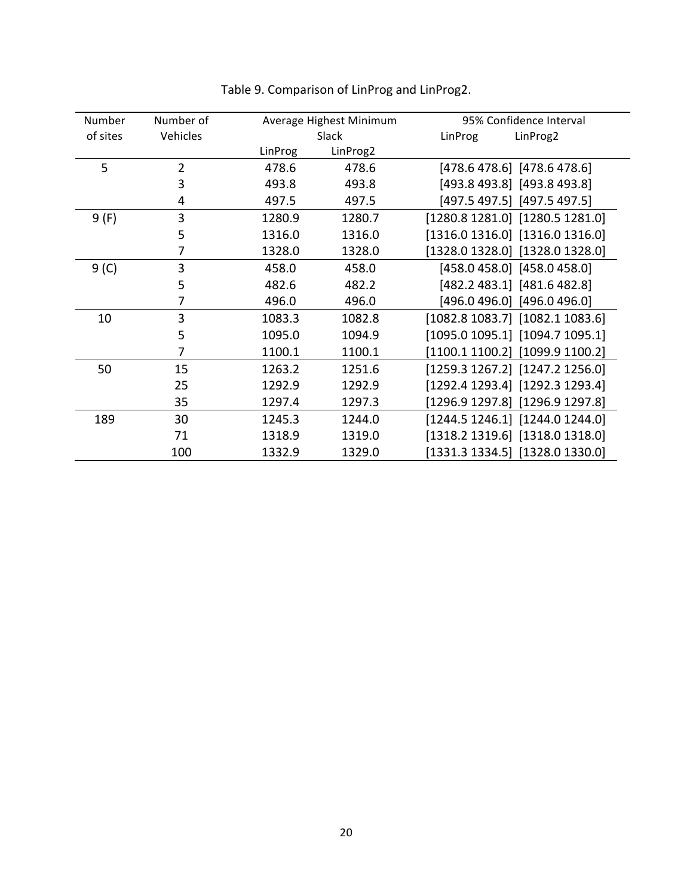Table 9. Comparison of LinProg and LinProg2.

| Number of sites | Number of Vehicles | Average Highest Minimum Slack | | 95% Confidence Interval | |
|---|---|---|---|---|---|
| | | LinProg | LinProg2 | LinProg | LinProg2 |
| 5 | 2 | 478.6 | 478.6 | [478.6 478.6] | [478.6 478.6] |
| | 3 | 493.8 | 493.8 | [493.8 493.8] | [493.8 493.8] |
| | 4 | 497.5 | 497.5 | [497.5 497.5] | [497.5 497.5] |
| 9 (F) | 3 | 1280.9 | 1280.7 | [1280.8 1281.0] | [1280.5 1281.0] |
| | 5 | 1316.0 | 1316.0 | [1316.0 1316.0] | [1316.0 1316.0] |
| | 7 | 1328.0 | 1328.0 | [1328.0 1328.0] | [1328.0 1328.0] |
| 9 (C) | 3 | 458.0 | 458.0 | [458.0 458.0] | [458.0 458.0] |
| | 5 | 482.6 | 482.2 | [482.2 483.1] | [481.6 482.8] |
| | 7 | 496.0 | 496.0 | [496.0 496.0] | [496.0 496.0] |
| 10 | 3 | 1083.3 | 1082.8 | [1082.8 1083.7] | [1082.1 1083.6] |
| | 5 | 1095.0 | 1094.9 | [1095.0 1095.1] | [1094.7 1095.1] |
| | 7 | 1100.1 | 1100.1 | [1100.1 1100.2] | [1099.9 1100.2] |
| 50 | 15 | 1263.2 | 1251.6 | [1259.3 1267.2] | [1247.2 1256.0] |
| | 25 | 1292.9 | 1292.9 | [1292.4 1293.4] | [1292.3 1293.4] |
| | 35 | 1297.4 | 1297.3 | [1296.9 1297.8] | [1296.9 1297.8] |
| 189 | 30 | 1245.3 | 1244.0 | [1244.5 1246.1] | [1244.0 1244.0] |
| | 71 | 1318.9 | 1319.0 | [1318.2 1319.6] | [1318.0 1318.0] |
| | 100 | 1332.9 | 1329.0 | [1331.3 1334.5] | [1328.0 1330.0] |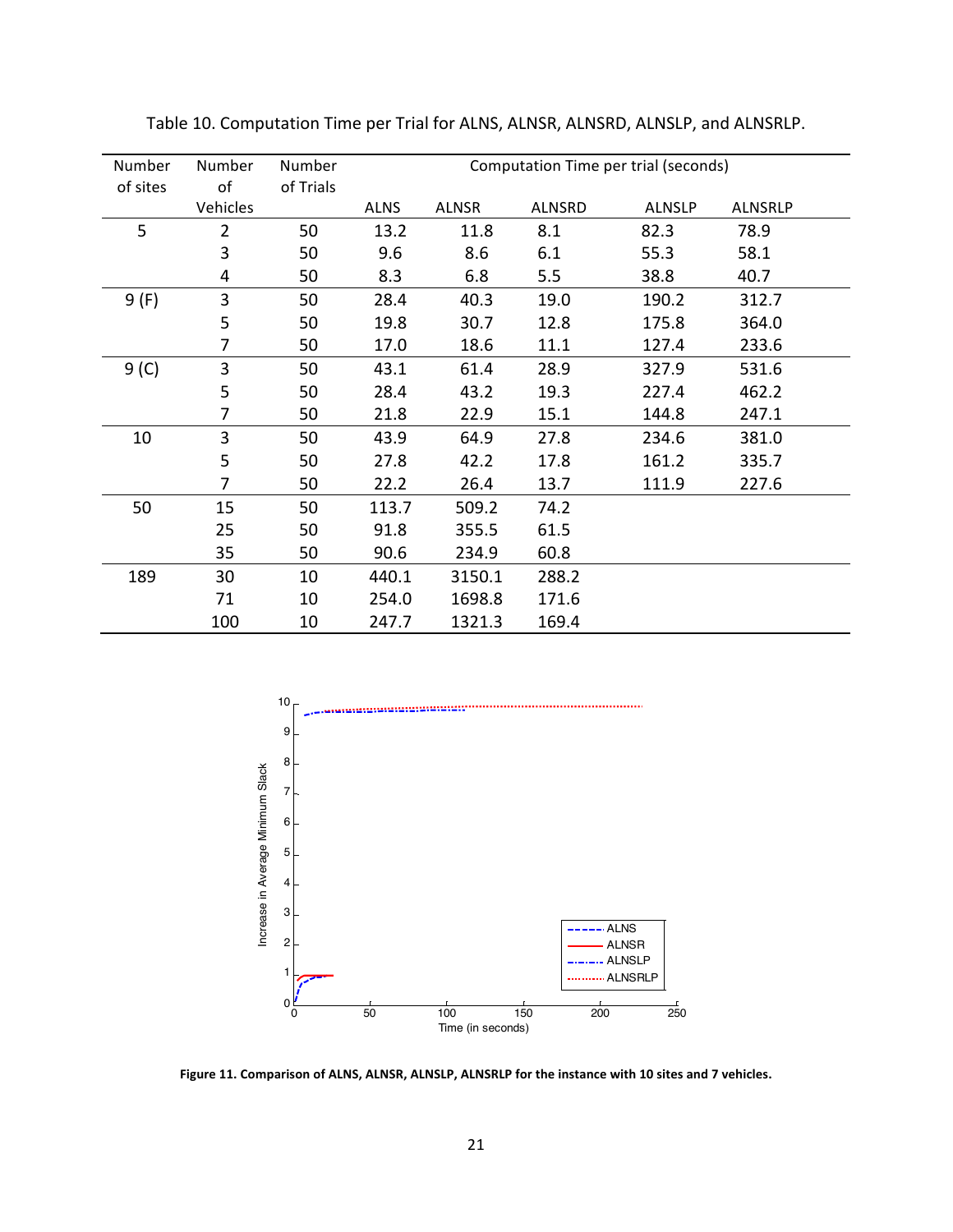Table 10. Computation Time per Trial for ALNS, ALNSR, ALNSRD, ALNSLP, and ALNSRLP.

| Number of sites | Number of Vehicles | Number of Trials | Computation Time per trial (seconds) | | | | |
|---|---|---|---|---|---|---|---|
| | | | ALNS | ALNSR | ALNSRD | ALNSLP | ALNSRLP |
| 5 | 2 | 50 | 13.2 | 11.8 | 8.1 | 82.3 | 78.9 |
| | 3 | 50 | 9.6 | 8.6 | 6.1 | 55.3 | 58.1 |
| | 4 | 50 | 8.3 | 6.8 | 5.5 | 38.8 | 40.7 |
| 9 (F) | 3 | 50 | 28.4 | 40.3 | 19.0 | 190.2 | 312.7 |
| | 5 | 50 | 19.8 | 30.7 | 12.8 | 175.8 | 364.0 |
| | 7 | 50 | 17.0 | 18.6 | 11.1 | 127.4 | 233.6 |
| 9 (C) | 3 | 50 | 43.1 | 61.4 | 28.9 | 327.9 | 531.6 |
| | 5 | 50 | 28.4 | 43.2 | 19.3 | 227.4 | 462.2 |
| | 7 | 50 | 21.8 | 22.9 | 15.1 | 144.8 | 247.1 |
| 10 | 3 | 50 | 43.9 | 64.9 | 27.8 | 234.6 | 381.0 |
| | 5 | 50 | 27.8 | 42.2 | 17.8 | 161.2 | 335.7 |
| | 7 | 50 | 22.2 | 26.4 | 13.7 | 111.9 | 227.6 |
| 50 | 15 | 50 | 113.7 | 509.2 | 74.2 | | |
| | 25 | 50 | 91.8 | 355.5 | 61.5 | | |
| | 35 | 50 | 90.6 | 234.9 | 60.8 | | |
| 189 | 30 | 10 | 440.1 | 3150.1 | 288.2 | | |
| | 71 | 10 | 254.0 | 1698.8 | 171.6 | | |
| | 100 | 10 | 247.7 | 1321.3 | 169.4 | | |

**Figure 11. Comparison of ALNS, ALNSR, ALNSLP, ALNSRLP for the instance with 10 sites and 7 vehicles.**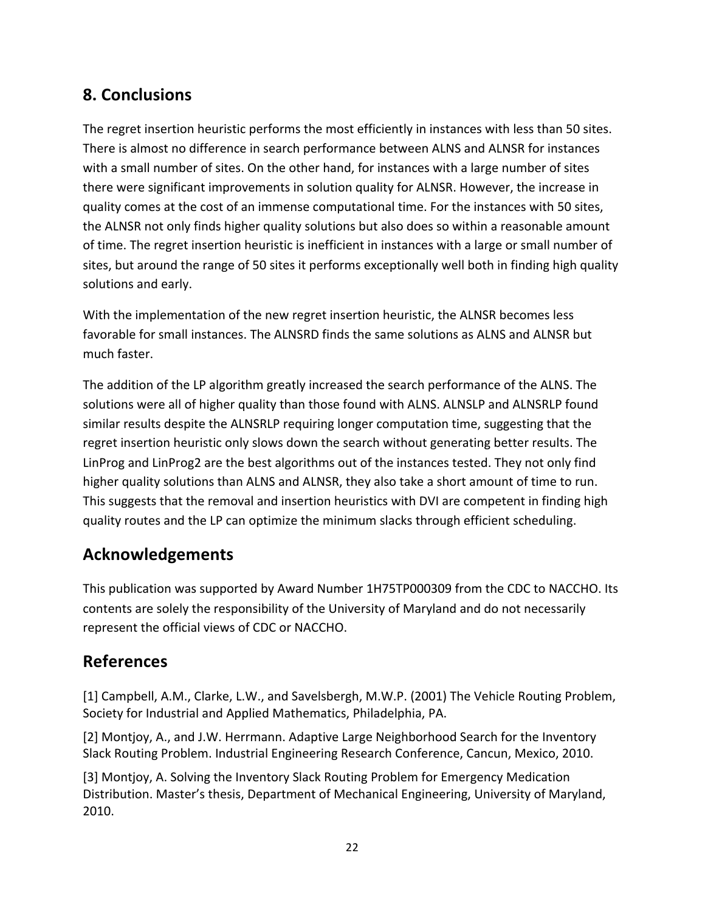## 8. Conclusions

The regret insertion heuristic performs the most efficiently in instances with less than 50 sites. There is almost no difference in search performance between ALNS and ALNSR for instances with a small number of sites. On the other hand, for instances with a large number of sites there were significant improvements in solution quality for ALNSR. However, the increase in quality comes at the cost of an immense computational time. For the instances with 50 sites, the ALNSR not only finds higher quality solutions but also does so within a reasonable amount of time. The regret insertion heuristic is inefficient in instances with a large or small number of sites, but around the range of 50 sites it performs exceptionally well both in finding high quality solutions and early.

With the implementation of the new regret insertion heuristic, the ALNSR becomes less favorable for small instances. The ALNSRD finds the same solutions as ALNS and ALNSR but much faster.

The addition of the LP algorithm greatly increased the search performance of the ALNS. The solutions were all of higher quality than those found with ALNS. ALNSLP and ALNSRLP found similar results despite the ALNSRLP requiring longer computation time, suggesting that the regret insertion heuristic only slows down the search without generating better results. The LinProg and LinProg2 are the best algorithms out of the instances tested. They not only find higher quality solutions than ALNS and ALNSR, they also take a short amount of time to run. This suggests that the removal and insertion heuristics with DVI are competent in finding high quality routes and the LP can optimize the minimum slacks through efficient scheduling.

## Acknowledgements

This publication was supported by Award Number 1H75TP000309 from the CDC to NACCHO. Its contents are solely the responsibility of the University of Maryland and do not necessarily represent the official views of CDC or NACCHO.

## References

[1] Campbell, A.M., Clarke, L.W., and Savelsbergh, M.W.P. (2001) The Vehicle Routing Problem, Society for Industrial and Applied Mathematics, Philadelphia, PA.

[2] Montjoy, A., and J.W. Herrmann. Adaptive Large Neighborhood Search for the Inventory Slack Routing Problem. Industrial Engineering Research Conference, Cancun, Mexico, 2010.

[3] Montjoy, A. Solving the Inventory Slack Routing Problem for Emergency Medication Distribution. Master's thesis, Department of Mechanical Engineering, University of Maryland, 2010.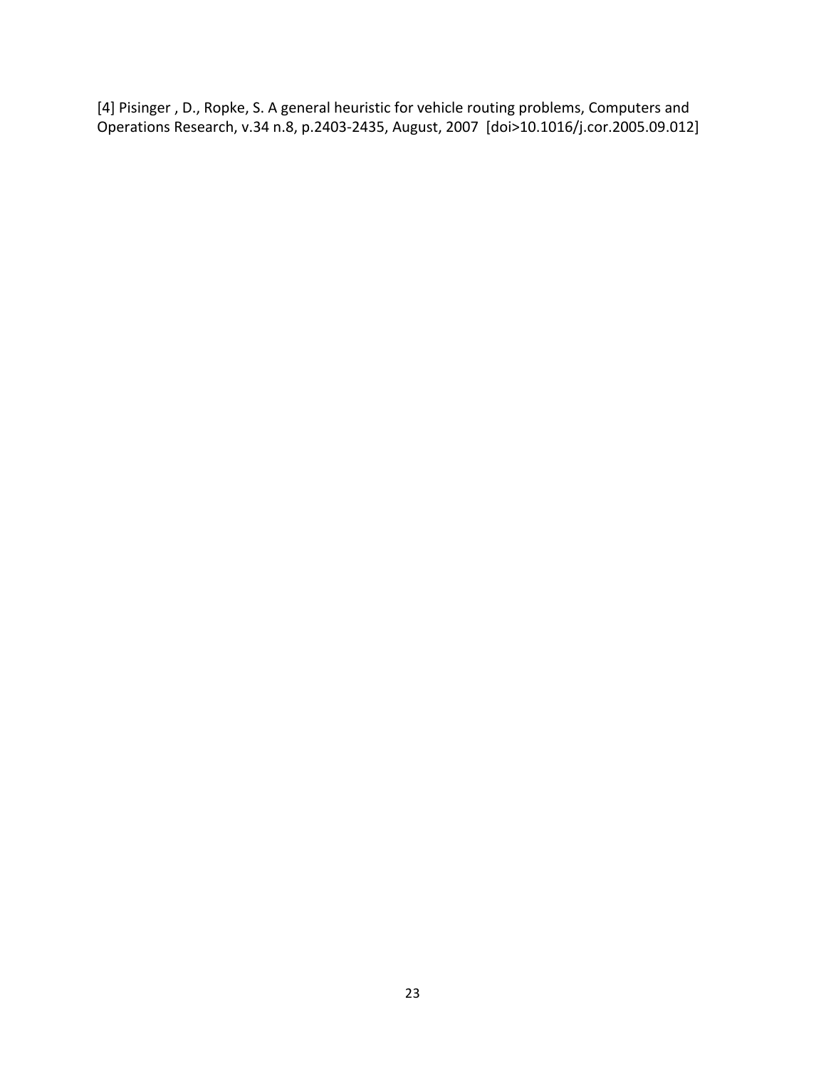[4] Pisinger , D., Ropke, S. A general heuristic for vehicle routing problems, Computers and Operations Research, v.34 n.8, p.2403-2435, August, 2007 [doi>10.1016/j.cor.2005.09.012]